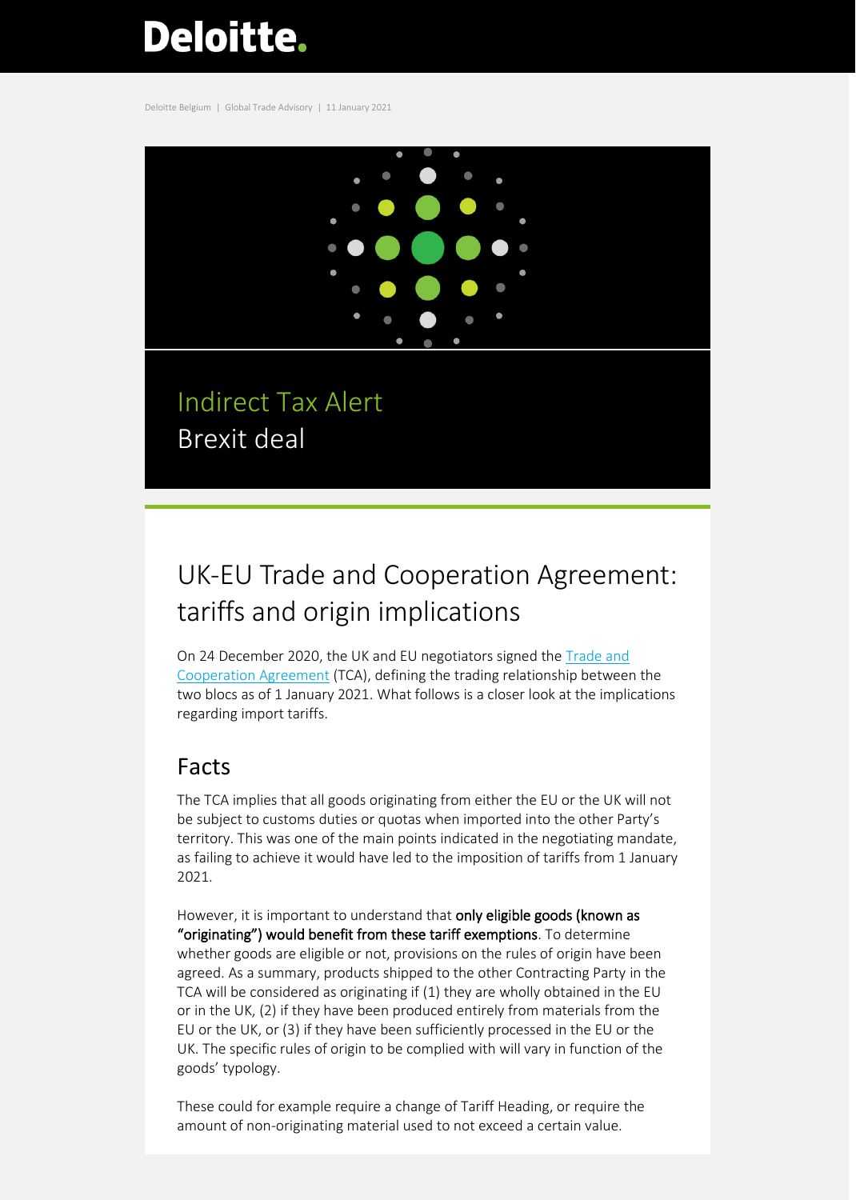Deloitte.

Deloitte Belgium | Global Trade Advisory | 11 January 2021

Indirect Tax Alert
Brexit deal

# UK-EU Trade and Cooperation Agreement: tariffs and origin implications

On 24 December 2020, the UK and EU negotiators signed the Trade and Cooperation Agreement (TCA), defining the trading relationship between the two blocs as of 1 January 2021. What follows is a closer look at the implications regarding import tariffs.

## Facts

The TCA implies that all goods originating from either the EU or the UK will not be subject to customs duties or quotas when imported into the other Party's territory. This was one of the main points indicated in the negotiating mandate, as failing to achieve it would have led to the imposition of tariffs from 1 January 2021.

However, it is important to understand that **only eligible goods (known as "originating") would benefit from these tariff exemptions**. To determine whether goods are eligible or not, provisions on the rules of origin have been agreed. As a summary, products shipped to the other Contracting Party in the TCA will be considered as originating if (1) they are wholly obtained in the EU or in the UK, (2) if they have been produced entirely from materials from the EU or the UK, or (3) if they have been sufficiently processed in the EU or the UK. The specific rules of origin to be complied with will vary in function of the goods' typology.

These could for example require a change of Tariff Heading, or require the amount of non-originating material used to not exceed a certain value.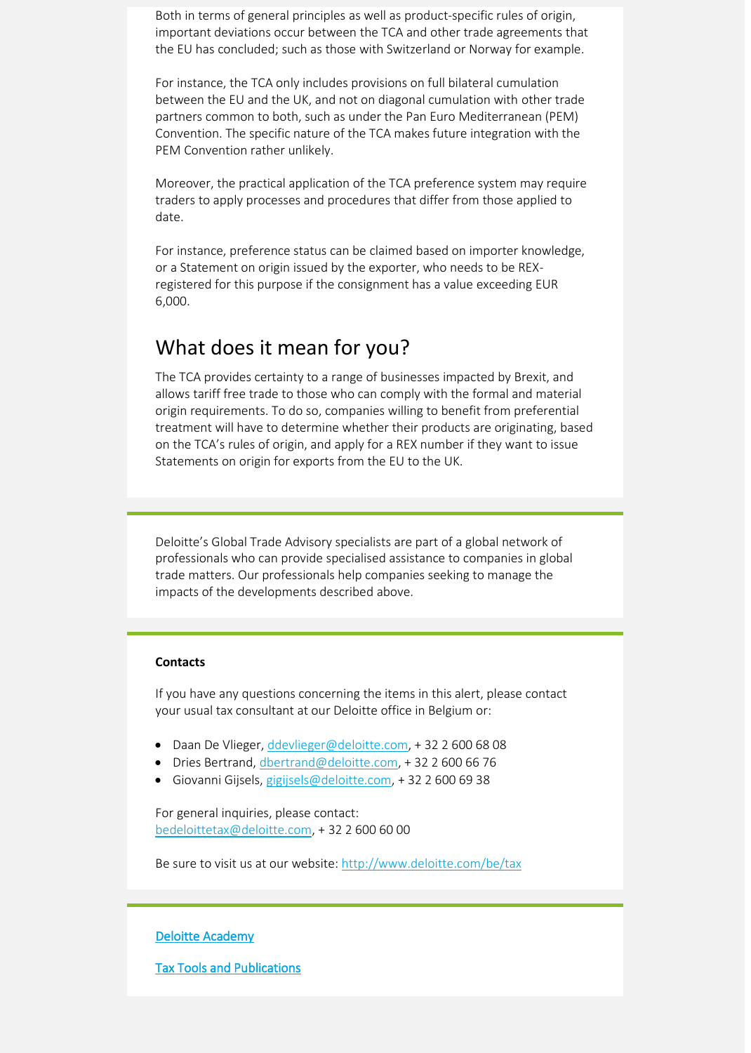Both in terms of general principles as well as product-specific rules of origin, important deviations occur between the TCA and other trade agreements that the EU has concluded; such as those with Switzerland or Norway for example.

For instance, the TCA only includes provisions on full bilateral cumulation between the EU and the UK, and not on diagonal cumulation with other trade partners common to both, such as under the Pan Euro Mediterranean (PEM) Convention. The specific nature of the TCA makes future integration with the PEM Convention rather unlikely.

Moreover, the practical application of the TCA preference system may require traders to apply processes and procedures that differ from those applied to date.

For instance, preference status can be claimed based on importer knowledge, or a Statement on origin issued by the exporter, who needs to be REX-registered for this purpose if the consignment has a value exceeding EUR 6,000.

## What does it mean for you?

The TCA provides certainty to a range of businesses impacted by Brexit, and allows tariff free trade to those who can comply with the formal and material origin requirements. To do so, companies willing to benefit from preferential treatment will have to determine whether their products are originating, based on the TCA's rules of origin, and apply for a REX number if they want to issue Statements on origin for exports from the EU to the UK.

---

Deloitte's Global Trade Advisory specialists are part of a global network of professionals who can provide specialised assistance to companies in global trade matters. Our professionals help companies seeking to manage the impacts of the developments described above.

---

**Contacts**

If you have any questions concerning the items in this alert, please contact your usual tax consultant at our Deloitte office in Belgium or:

- Daan De Vlieger, ddevlieger@deloitte.com, + 32 2 600 68 08
- Dries Bertrand, dbertrand@deloitte.com, + 32 2 600 66 76
- Giovanni Gijsels, gigijsels@deloitte.com, + 32 2 600 69 38

For general inquiries, please contact:
bedeloittetax@deloitte.com, + 32 2 600 60 00

Be sure to visit us at our website: http://www.deloitte.com/be/tax

---

Deloitte Academy

Tax Tools and Publications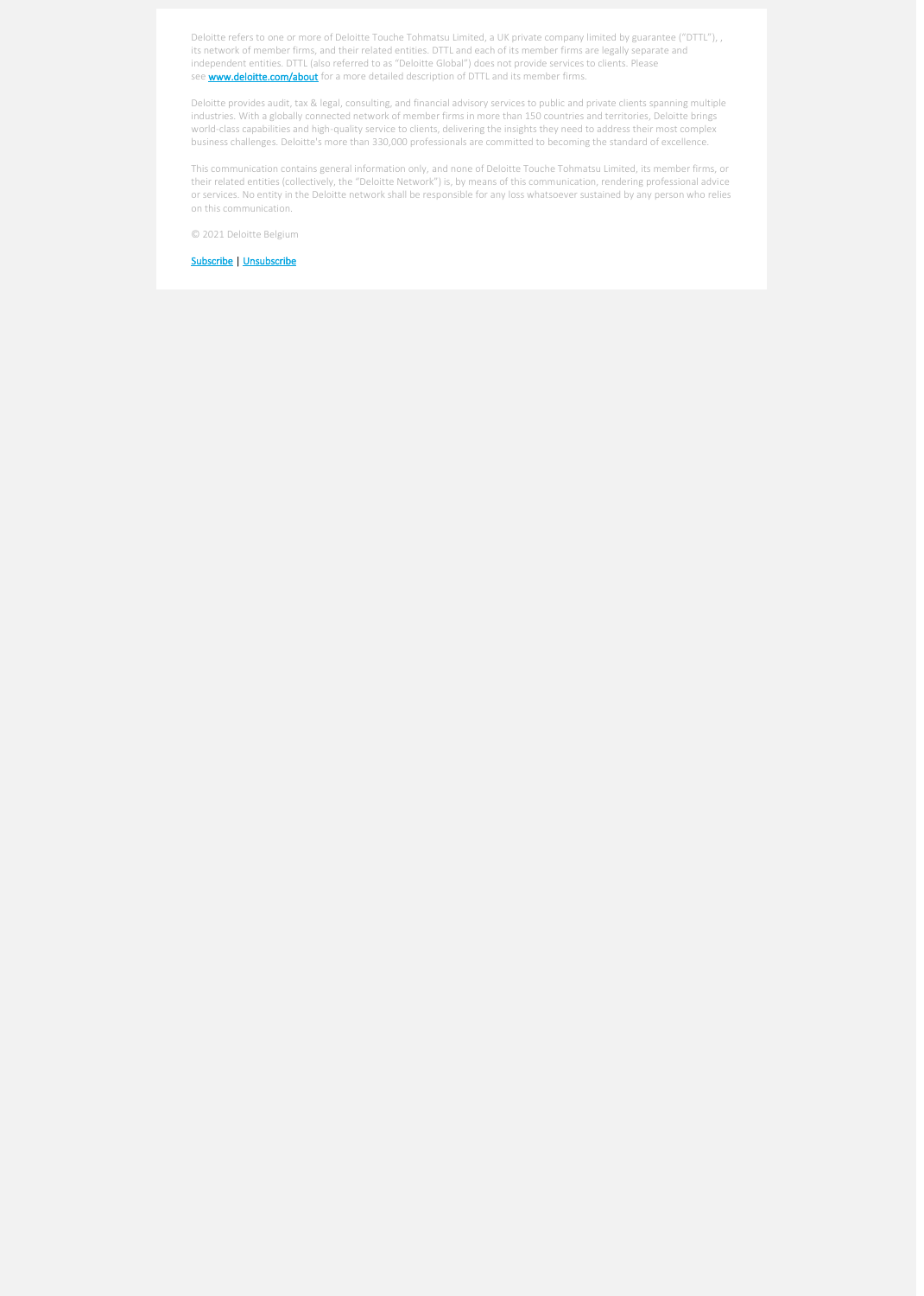Deloitte refers to one or more of Deloitte Touche Tohmatsu Limited, a UK private company limited by guarantee ("DTTL"), , its network of member firms, and their related entities. DTTL and each of its member firms are legally separate and independent entities. DTTL (also referred to as "Deloitte Global") does not provide services to clients. Please see **www.deloitte.com/about** for a more detailed description of DTTL and its member firms.

Deloitte provides audit, tax & legal, consulting, and financial advisory services to public and private clients spanning multiple industries. With a globally connected network of member firms in more than 150 countries and territories, Deloitte brings world-class capabilities and high-quality service to clients, delivering the insights they need to address their most complex business challenges. Deloitte's more than 330,000 professionals are committed to becoming the standard of excellence.

This communication contains general information only, and none of Deloitte Touche Tohmatsu Limited, its member firms, or their related entities (collectively, the "Deloitte Network") is, by means of this communication, rendering professional advice or services. No entity in the Deloitte network shall be responsible for any loss whatsoever sustained by any person who relies on this communication.

© 2021 Deloitte Belgium

Subscribe | Unsubscribe